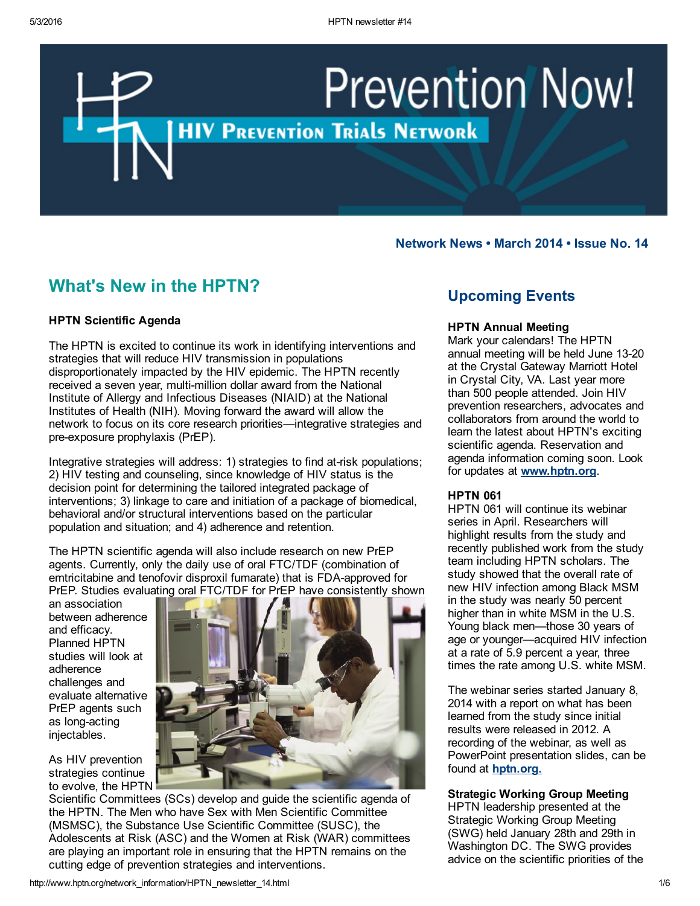# Prevention Now!

## HIV Prevention Trials Network

**Network News • March 2014 • Issue No. 14**

## What's New in the HPTN?

**HPTN Scientific Agenda**

The HPTN is excited to continue its work in identifying interventions and strategies that will reduce HIV transmission in populations disproportionately impacted by the HIV epidemic. The HPTN recently received a seven year, multi-million dollar award from the National Institute of Allergy and Infectious Diseases (NIAID) at the National Institutes of Health (NIH). Moving forward the award will allow the network to focus on its core research priorities—integrative strategies and pre-exposure prophylaxis (PrEP).

Integrative strategies will address: 1) strategies to find at-risk populations; 2) HIV testing and counseling, since knowledge of HIV status is the decision point for determining the tailored integrated package of interventions; 3) linkage to care and initiation of a package of biomedical, behavioral and/or structural interventions based on the particular population and situation; and 4) adherence and retention.

The HPTN scientific agenda will also include research on new PrEP agents. Currently, only the daily use of oral FTC/TDF (combination of emtricitabine and tenofovir disproxil fumarate) that is FDA-approved for PrEP. Studies evaluating oral FTC/TDF for PrEP have consistently shown an association between adherence and efficacy. Planned HPTN studies will look at adherence challenges and evaluate alternative PrEP agents such as long-acting injectables.

As HIV prevention strategies continue to evolve, the HPTN Scientific Committees (SCs) develop and guide the scientific agenda of the HPTN. The Men who have Sex with Men Scientific Committee (MSMSC), the Substance Use Scientific Committee (SUSC), the Adolescents at Risk (ASC) and the Women at Risk (WAR) committees are playing an important role in ensuring that the HPTN remains on the cutting edge of prevention strategies and interventions.

## Upcoming Events

**HPTN Annual Meeting**
Mark your calendars! The HPTN annual meeting will be held June 13-20 at the Crystal Gateway Marriott Hotel in Crystal City, VA. Last year more than 500 people attended. Join HIV prevention researchers, advocates and collaborators from around the world to learn the latest about HPTN's exciting scientific agenda. Reservation and agenda information coming soon. Look for updates at **www.hptn.org**.

**HPTN 061**
HPTN 061 will continue its webinar series in April. Researchers will highlight results from the study and recently published work from the study team including HPTN scholars. The study showed that the overall rate of new HIV infection among Black MSM in the study was nearly 50 percent higher than in white MSM in the U.S. Young black men—those 30 years of age or younger—acquired HIV infection at a rate of 5.9 percent a year, three times the rate among U.S. white MSM.

The webinar series started January 8, 2014 with a report on what has been learned from the study since initial results were released in 2012. A recording of the webinar, as well as PowerPoint presentation slides, can be found at **hptn.org.**

**Strategic Working Group Meeting**
HPTN leadership presented at the Strategic Working Group Meeting (SWG) held January 28th and 29th in Washington DC. The SWG provides advice on the scientific priorities of the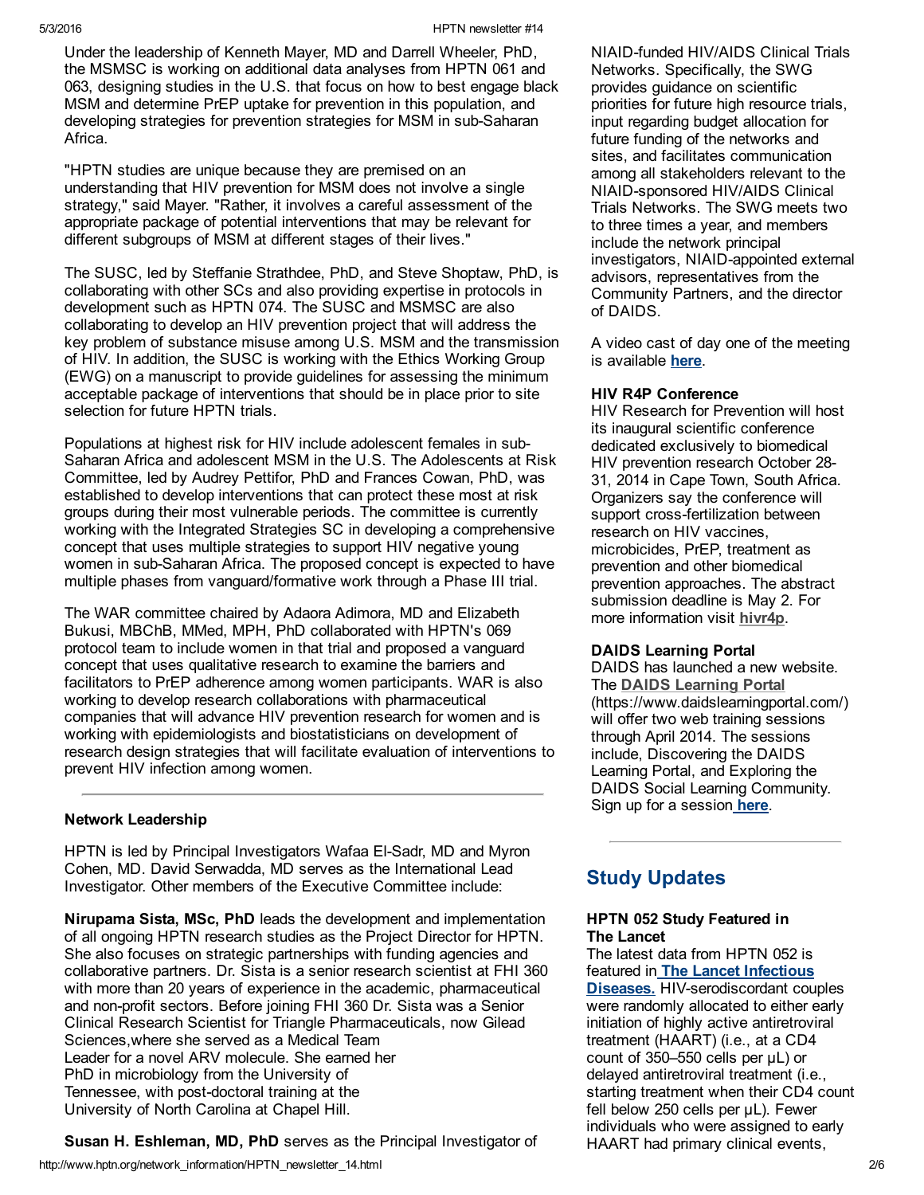Under the leadership of Kenneth Mayer, MD and Darrell Wheeler, PhD, the MSMSC is working on additional data analyses from HPTN 061 and 063, designing studies in the U.S. that focus on how to best engage black MSM and determine PrEP uptake for prevention in this population, and developing strategies for prevention strategies for MSM in sub-Saharan Africa.

"HPTN studies are unique because they are premised on an understanding that HIV prevention for MSM does not involve a single strategy," said Mayer. "Rather, it involves a careful assessment of the appropriate package of potential interventions that may be relevant for different subgroups of MSM at different stages of their lives."

The SUSC, led by Steffanie Strathdee, PhD, and Steve Shoptaw, PhD, is collaborating with other SCs and also providing expertise in protocols in development such as HPTN 074. The SUSC and MSMSC are also collaborating to develop an HIV prevention project that will address the key problem of substance misuse among U.S. MSM and the transmission of HIV. In addition, the SUSC is working with the Ethics Working Group (EWG) on a manuscript to provide guidelines for assessing the minimum acceptable package of interventions that should be in place prior to site selection for future HPTN trials.

Populations at highest risk for HIV include adolescent females in sub-Saharan Africa and adolescent MSM in the U.S. The Adolescents at Risk Committee, led by Audrey Pettifor, PhD and Frances Cowan, PhD, was established to develop interventions that can protect these most at risk groups during their most vulnerable periods. The committee is currently working with the Integrated Strategies SC in developing a comprehensive concept that uses multiple strategies to support HIV negative young women in sub-Saharan Africa. The proposed concept is expected to have multiple phases from vanguard/formative work through a Phase III trial.

The WAR committee chaired by Adaora Adimora, MD and Elizabeth Bukusi, MBChB, MMed, MPH, PhD collaborated with HPTN's 069 protocol team to include women in that trial and proposed a vanguard concept that uses qualitative research to examine the barriers and facilitators to PrEP adherence among women participants. WAR is also working to develop research collaborations with pharmaceutical companies that will advance HIV prevention research for women and is working with epidemiologists and biostatisticians on development of research design strategies that will facilitate evaluation of interventions to prevent HIV infection among women.

---

**Network Leadership**

HPTN is led by Principal Investigators Wafaa El-Sadr, MD and Myron Cohen, MD. David Serwadda, MD serves as the International Lead Investigator. Other members of the Executive Committee include:

**Nirupama Sista, MSc, PhD** leads the development and implementation of all ongoing HPTN research studies as the Project Director for HPTN. She also focuses on strategic partnerships with funding agencies and collaborative partners. Dr. Sista is a senior research scientist at FHI 360 with more than 20 years of experience in the academic, pharmaceutical and non-profit sectors. Before joining FHI 360 Dr. Sista was a Senior Clinical Research Scientist for Triangle Pharmaceuticals, now Gilead Sciences,where she served as a Medical Team Leader for a novel ARV molecule. She earned her PhD in microbiology from the University of Tennessee, with post-doctoral training at the University of North Carolina at Chapel Hill.

**Susan H. Eshleman, MD, PhD** serves as the Principal Investigator of

NIAID-funded HIV/AIDS Clinical Trials Networks. Specifically, the SWG provides guidance on scientific priorities for future high resource trials, input regarding budget allocation for future funding of the networks and sites, and facilitates communication among all stakeholders relevant to the NIAID-sponsored HIV/AIDS Clinical Trials Networks. The SWG meets two to three times a year, and members include the network principal investigators, NIAID-appointed external advisors, representatives from the Community Partners, and the director of DAIDS.

A video cast of day one of the meeting is available **here**.

**HIV R4P Conference**
HIV Research for Prevention will host its inaugural scientific conference dedicated exclusively to biomedical HIV prevention research October 28-31, 2014 in Cape Town, South Africa. Organizers say the conference will support cross-fertilization between research on HIV vaccines, microbicides, PrEP, treatment as prevention and other biomedical prevention approaches. The abstract submission deadline is May 2. For more information visit **hivr4p**.

**DAIDS Learning Portal**
DAIDS has launched a new website. The **DAIDS Learning Portal** (https://www.daidslearningportal.com/) will offer two web training sessions through April 2014. The sessions include, Discovering the DAIDS Learning Portal, and Exploring the DAIDS Social Learning Community. Sign up for a session **here**.

---

## Study Updates

**HPTN 052 Study Featured in The Lancet**
The latest data from HPTN 052 is featured in **The Lancet Infectious Diseases.** HIV-serodiscordant couples were randomly allocated to either early initiation of highly active antiretroviral treatment (HAART) (i.e., at a CD4 count of 350–550 cells per µL) or delayed antiretroviral treatment (i.e., starting treatment when their CD4 count fell below 250 cells per µL). Fewer individuals who were assigned to early HAART had primary clinical events,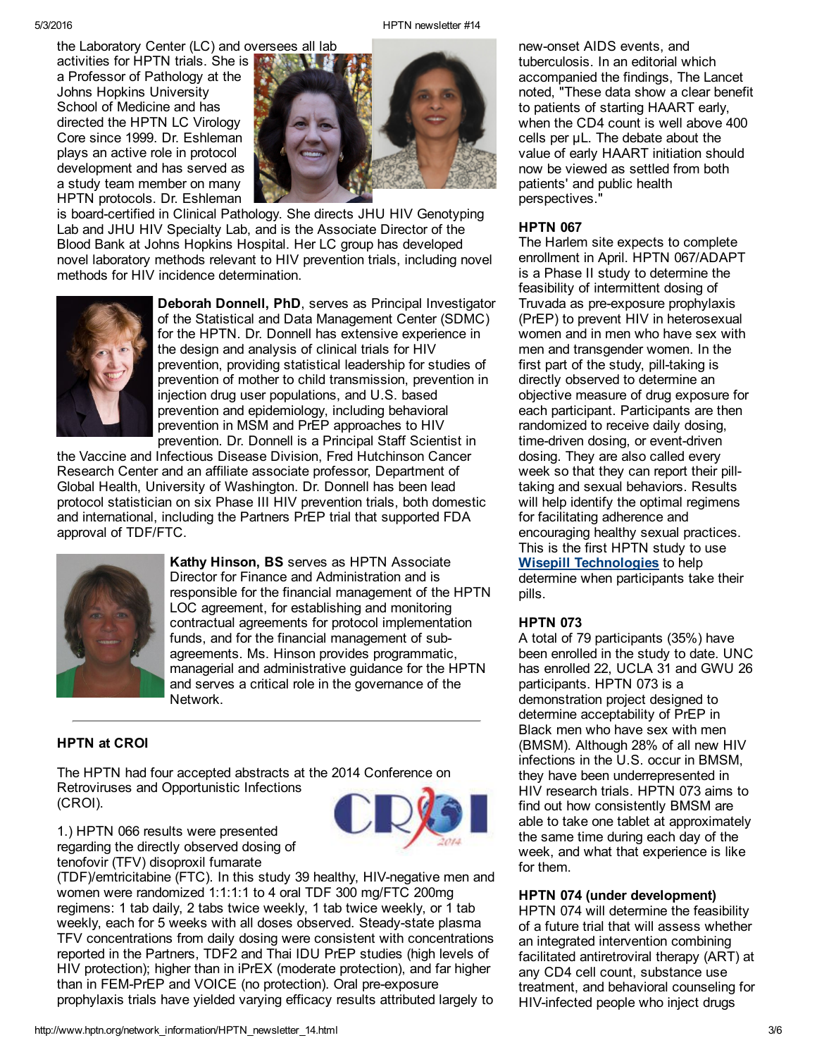the Laboratory Center (LC) and oversees all lab activities for HPTN trials. She is a Professor of Pathology at the Johns Hopkins University School of Medicine and has directed the HPTN LC Virology Core since 1999. Dr. Eshleman plays an active role in protocol development and has served as a study team member on many HPTN protocols. Dr. Eshleman is board-certified in Clinical Pathology. She directs JHU HIV Genotyping Lab and JHU HIV Specialty Lab, and is the Associate Director of the Blood Bank at Johns Hopkins Hospital. Her LC group has developed novel laboratory methods relevant to HIV prevention trials, including novel methods for HIV incidence determination.

**Deborah Donnell, PhD**, serves as Principal Investigator of the Statistical and Data Management Center (SDMC) for the HPTN. Dr. Donnell has extensive experience in the design and analysis of clinical trials for HIV prevention, providing statistical leadership for studies of prevention of mother to child transmission, prevention in injection drug user populations, and U.S. based prevention and epidemiology, including behavioral prevention in MSM and PrEP approaches to HIV prevention. Dr. Donnell is a Principal Staff Scientist in the Vaccine and Infectious Disease Division, Fred Hutchinson Cancer Research Center and an affiliate associate professor, Department of Global Health, University of Washington. Dr. Donnell has been lead protocol statistician on six Phase III HIV prevention trials, both domestic and international, including the Partners PrEP trial that supported FDA approval of TDF/FTC.

**Kathy Hinson, BS** serves as HPTN Associate Director for Finance and Administration and is responsible for the financial management of the HPTN LOC agreement, for establishing and monitoring contractual agreements for protocol implementation funds, and for the financial management of sub-agreements. Ms. Hinson provides programmatic, managerial and administrative guidance for the HPTN and serves a critical role in the governance of the Network.

---

### HPTN at CROI

The HPTN had four accepted abstracts at the 2014 Conference on Retroviruses and Opportunistic Infections (CROI).

1.) HPTN 066 results were presented regarding the directly observed dosing of tenofovir (TFV) disoproxil fumarate (TDF)/emtricitabine (FTC). In this study 39 healthy, HIV-negative men and women were randomized 1:1:1:1 to 4 oral TDF 300 mg/FTC 200mg regimens: 1 tab daily, 2 tabs twice weekly, 1 tab twice weekly, or 1 tab weekly, each for 5 weeks with all doses observed. Steady-state plasma TFV concentrations from daily dosing were consistent with concentrations reported in the Partners, TDF2 and Thai IDU PrEP studies (high levels of HIV protection); higher than in iPrEX (moderate protection), and far higher than in FEM-PrEP and VOICE (no protection). Oral pre-exposure prophylaxis trials have yielded varying efficacy results attributed largely to new-onset AIDS events, and tuberculosis. In an editorial which accompanied the findings, The Lancet noted, "These data show a clear benefit to patients of starting HAART early, when the CD4 count is well above 400 cells per µL. The debate about the value of early HAART initiation should now be viewed as settled from both patients' and public health perspectives."

### HPTN 067

The Harlem site expects to complete enrollment in April. HPTN 067/ADAPT is a Phase II study to determine the feasibility of intermittent dosing of Truvada as pre-exposure prophylaxis (PrEP) to prevent HIV in heterosexual women and in men who have sex with men and transgender women. In the first part of the study, pill-taking is directly observed to determine an objective measure of drug exposure for each participant. Participants are then randomized to receive daily dosing, time-driven dosing, or event-driven dosing. They are also called every week so that they can report their pill-taking and sexual behaviors. Results will help identify the optimal regimens for facilitating adherence and encouraging healthy sexual practices. This is the first HPTN study to use **Wisepill Technologies** to help determine when participants take their pills.

### HPTN 073

A total of 79 participants (35%) have been enrolled in the study to date. UNC has enrolled 22, UCLA 31 and GWU 26 participants. HPTN 073 is a demonstration project designed to determine acceptability of PrEP in Black men who have sex with men (BMSM). Although 28% of all new HIV infections in the U.S. occur in BMSM, they have been underrepresented in HIV research trials. HPTN 073 aims to find out how consistently BMSM are able to take one tablet at approximately the same time during each day of the week, and what that experience is like for them.

### HPTN 074 (under development)

HPTN 074 will determine the feasibility of a future trial that will assess whether an integrated intervention combining facilitated antiretroviral therapy (ART) at any CD4 cell count, substance use treatment, and behavioral counseling for HIV-infected people who inject drugs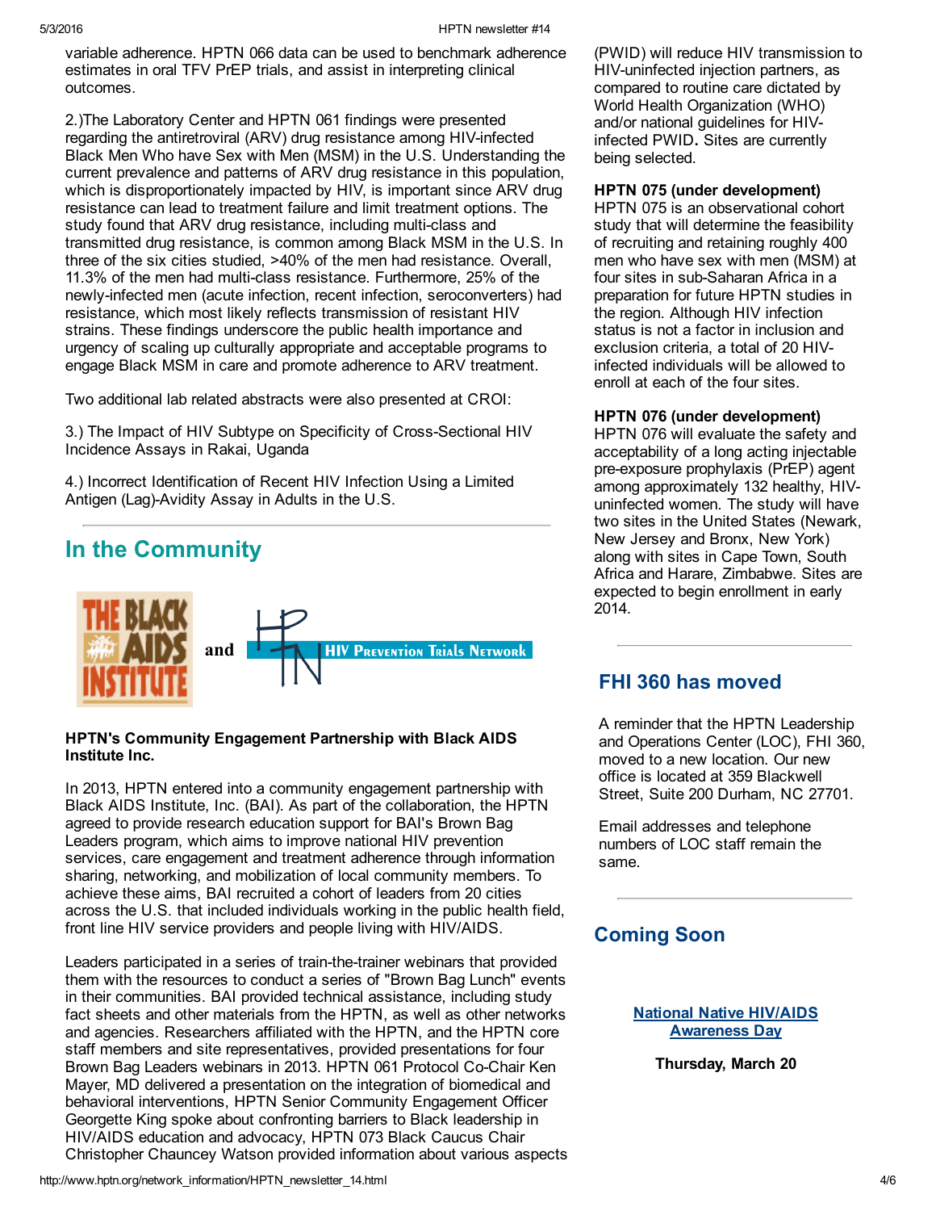variable adherence. HPTN 066 data can be used to benchmark adherence estimates in oral TFV PrEP trials, and assist in interpreting clinical outcomes.

2.)The Laboratory Center and HPTN 061 findings were presented regarding the antiretroviral (ARV) drug resistance among HIV-infected Black Men Who have Sex with Men (MSM) in the U.S. Understanding the current prevalence and patterns of ARV drug resistance in this population, which is disproportionately impacted by HIV, is important since ARV drug resistance can lead to treatment failure and limit treatment options. The study found that ARV drug resistance, including multi-class and transmitted drug resistance, is common among Black MSM in the U.S. In three of the six cities studied, >40% of the men had resistance. Overall, 11.3% of the men had multi-class resistance. Furthermore, 25% of the newly-infected men (acute infection, recent infection, seroconverters) had resistance, which most likely reflects transmission of resistant HIV strains. These findings underscore the public health importance and urgency of scaling up culturally appropriate and acceptable programs to engage Black MSM in care and promote adherence to ARV treatment.

Two additional lab related abstracts were also presented at CROI:

3.) The Impact of HIV Subtype on Specificity of Cross-Sectional HIV Incidence Assays in Rakai, Uganda

4.) Incorrect Identification of Recent HIV Infection Using a Limited Antigen (Lag)-Avidity Assay in Adults in the U.S.

## In the Community

**HPTN's Community Engagement Partnership with Black AIDS Institute Inc.**

In 2013, HPTN entered into a community engagement partnership with Black AIDS Institute, Inc. (BAI). As part of the collaboration, the HPTN agreed to provide research education support for BAI's Brown Bag Leaders program, which aims to improve national HIV prevention services, care engagement and treatment adherence through information sharing, networking, and mobilization of local community members. To achieve these aims, BAI recruited a cohort of leaders from 20 cities across the U.S. that included individuals working in the public health field, front line HIV service providers and people living with HIV/AIDS.

Leaders participated in a series of train-the-trainer webinars that provided them with the resources to conduct a series of "Brown Bag Lunch" events in their communities. BAI provided technical assistance, including study fact sheets and other materials from the HPTN, as well as other networks and agencies. Researchers affiliated with the HPTN, and the HPTN core staff members and site representatives, provided presentations for four Brown Bag Leaders webinars in 2013. HPTN 061 Protocol Co-Chair Ken Mayer, MD delivered a presentation on the integration of biomedical and behavioral interventions, HPTN Senior Community Engagement Officer Georgette King spoke about confronting barriers to Black leadership in HIV/AIDS education and advocacy, HPTN 073 Black Caucus Chair Christopher Chauncey Watson provided information about various aspects

(PWID) will reduce HIV transmission to HIV-uninfected injection partners, as compared to routine care dictated by World Health Organization (WHO) and/or national guidelines for HIV-infected PWID. Sites are currently being selected.

**HPTN 075 (under development)**
HPTN 075 is an observational cohort study that will determine the feasibility of recruiting and retaining roughly 400 men who have sex with men (MSM) at four sites in sub-Saharan Africa in a preparation for future HPTN studies in the region. Although HIV infection status is not a factor in inclusion and exclusion criteria, a total of 20 HIV-infected individuals will be allowed to enroll at each of the four sites.

**HPTN 076 (under development)**
HPTN 076 will evaluate the safety and acceptability of a long acting injectable pre-exposure prophylaxis (PrEP) agent among approximately 132 healthy, HIV-uninfected women. The study will have two sites in the United States (Newark, New Jersey and Bronx, New York) along with sites in Cape Town, South Africa and Harare, Zimbabwe. Sites are expected to begin enrollment in early 2014.

## FHI 360 has moved

A reminder that the HPTN Leadership and Operations Center (LOC), FHI 360, moved to a new location. Our new office is located at 359 Blackwell Street, Suite 200 Durham, NC 27701.

Email addresses and telephone numbers of LOC staff remain the same.

## Coming Soon

**National Native HIV/AIDS Awareness Day**

**Thursday, March 20**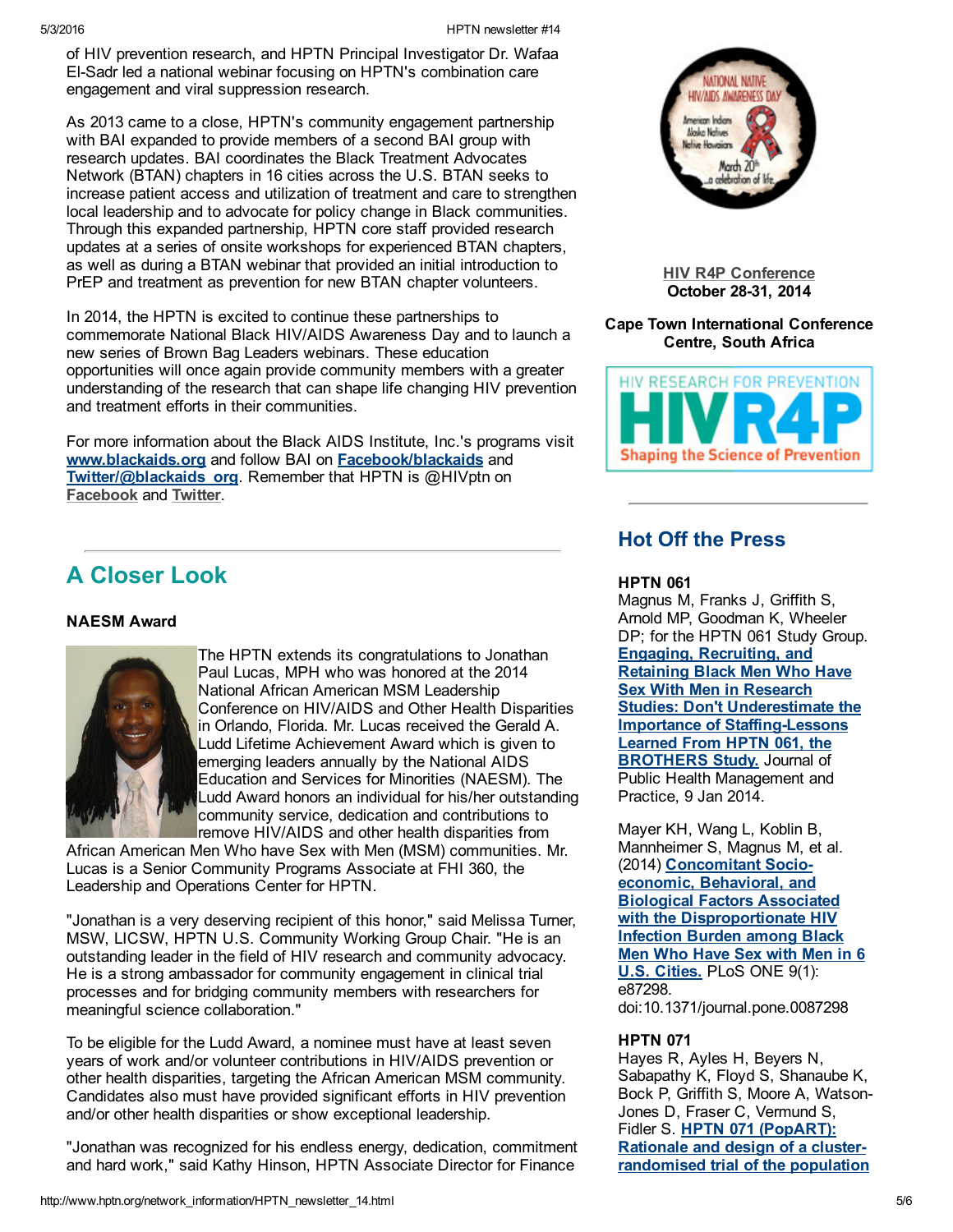of HIV prevention research, and HPTN Principal Investigator Dr. Wafaa El-Sadr led a national webinar focusing on HPTN's combination care engagement and viral suppression research.

As 2013 came to a close, HPTN's community engagement partnership with BAI expanded to provide members of a second BAI group with research updates. BAI coordinates the Black Treatment Advocates Network (BTAN) chapters in 16 cities across the U.S. BTAN seeks to increase patient access and utilization of treatment and care to strengthen local leadership and to advocate for policy change in Black communities. Through this expanded partnership, HPTN core staff provided research updates at a series of onsite workshops for experienced BTAN chapters, as well as during a BTAN webinar that provided an initial introduction to PrEP and treatment as prevention for new BTAN chapter volunteers.

In 2014, the HPTN is excited to continue these partnerships to commemorate National Black HIV/AIDS Awareness Day and to launch a new series of Brown Bag Leaders webinars. These education opportunities will once again provide community members with a greater understanding of the research that can shape life changing HIV prevention and treatment efforts in their communities.

For more information about the Black AIDS Institute, Inc.'s programs visit **www.blackaids.org** and follow BAI on **Facebook/blackaids** and **Twitter/@blackaids_org**. Remember that HPTN is @HIVptn on **Facebook** and **Twitter**.

## A Closer Look

**NAESM Award**

The HPTN extends its congratulations to Jonathan Paul Lucas, MPH who was honored at the 2014 National African American MSM Leadership Conference on HIV/AIDS and Other Health Disparities in Orlando, Florida. Mr. Lucas received the Gerald A. Ludd Lifetime Achievement Award which is given to emerging leaders annually by the National AIDS Education and Services for Minorities (NAESM). The Ludd Award honors an individual for his/her outstanding community service, dedication and contributions to remove HIV/AIDS and other health disparities from African American Men Who have Sex with Men (MSM) communities. Mr. Lucas is a Senior Community Programs Associate at FHI 360, the Leadership and Operations Center for HPTN.

"Jonathan is a very deserving recipient of this honor," said Melissa Turner, MSW, LICSW, HPTN U.S. Community Working Group Chair. "He is an outstanding leader in the field of HIV research and community advocacy. He is a strong ambassador for community engagement in clinical trial processes and for bridging community members with researchers for meaningful science collaboration."

To be eligible for the Ludd Award, a nominee must have at least seven years of work and/or volunteer contributions in HIV/AIDS prevention or other health disparities, targeting the African American MSM community. Candidates also must have provided significant efforts in HIV prevention and/or other health disparities or show exceptional leadership.

"Jonathan was recognized for his endless energy, dedication, commitment and hard work," said Kathy Hinson, HPTN Associate Director for Finance

**HIV R4P Conference**
**October 28-31, 2014**

**Cape Town International Conference Centre, South Africa**

## Hot Off the Press

**HPTN 061**
Magnus M, Franks J, Griffith S, Arnold MP, Goodman K, Wheeler DP; for the HPTN 061 Study Group. **Engaging, Recruiting, and Retaining Black Men Who Have Sex With Men in Research Studies: Don't Underestimate the Importance of Staffing-Lessons Learned From HPTN 061, the BROTHERS Study.** Journal of Public Health Management and Practice, 9 Jan 2014.

Mayer KH, Wang L, Koblin B, Mannheimer S, Magnus M, et al. (2014) **Concomitant Socio-economic, Behavioral, and Biological Factors Associated with the Disproportionate HIV Infection Burden among Black Men Who Have Sex with Men in 6 U.S. Cities.** PLoS ONE 9(1): e87298. doi:10.1371/journal.pone.0087298

**HPTN 071**
Hayes R, Ayles H, Beyers N, Sabapathy K, Floyd S, Shanaube K, Bock P, Griffith S, Moore A, Watson-Jones D, Fraser C, Vermund S, Fidler S. **HPTN 071 (PopART): Rationale and design of a cluster-randomised trial of the population**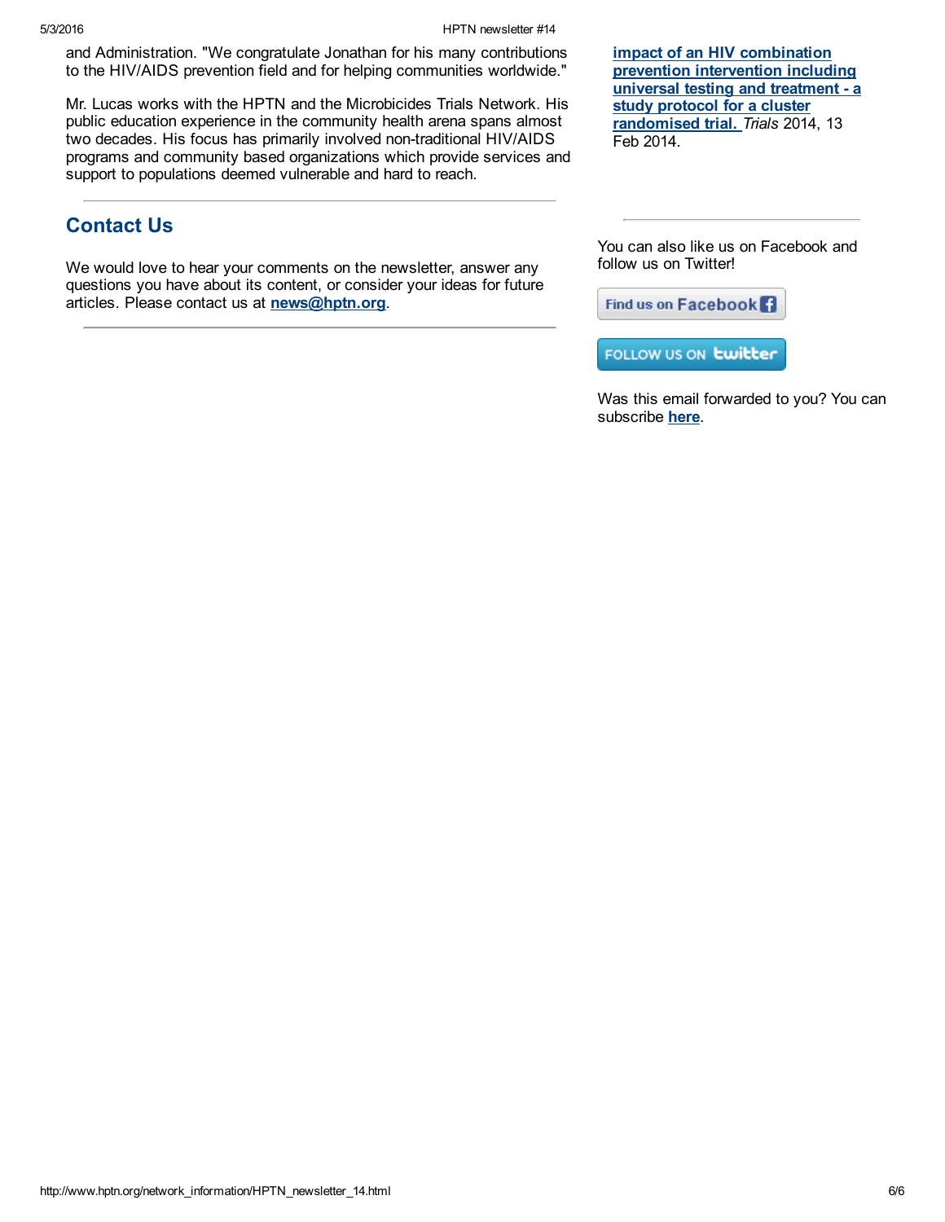and Administration. "We congratulate Jonathan for his many contributions to the HIV/AIDS prevention field and for helping communities worldwide."

Mr. Lucas works with the HPTN and the Microbicides Trials Network. His public education experience in the community health arena spans almost two decades. His focus has primarily involved non-traditional HIV/AIDS programs and community based organizations which provide services and support to populations deemed vulnerable and hard to reach.

---

## Contact Us

We would love to hear your comments on the newsletter, answer any questions you have about its content, or consider your ideas for future articles. Please contact us at **news@hptn.org**.

---

**impact of an HIV combination prevention intervention including universal testing and treatment - a study protocol for a cluster randomised trial.** *Trials* 2014, 13 Feb 2014.

---

You can also like us on Facebook and follow us on Twitter!

Find us on Facebook

FOLLOW US ON twitter

Was this email forwarded to you? You can subscribe **here**.